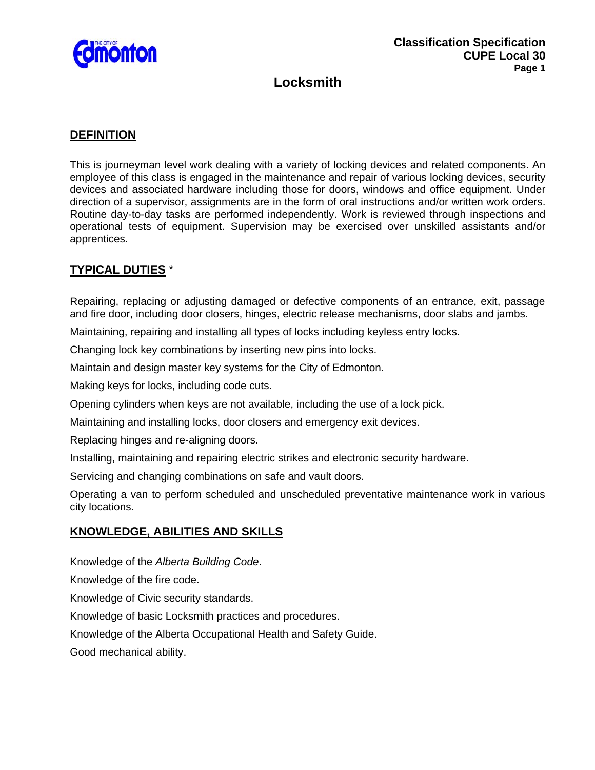Classification Specification
CUPE Local 30

# Locksmith

## DEFINITION

This is journeyman level work dealing with a variety of locking devices and related components. An employee of this class is engaged in the maintenance and repair of various locking devices, security devices and associated hardware including those for doors, windows and office equipment. Under direction of a supervisor, assignments are in the form of oral instructions and/or written work orders. Routine day-to-day tasks are performed independently. Work is reviewed through inspections and operational tests of equipment. Supervision may be exercised over unskilled assistants and/or apprentices.

## TYPICAL DUTIES *

Repairing, replacing or adjusting damaged or defective components of an entrance, exit, passage and fire door, including door closers, hinges, electric release mechanisms, door slabs and jambs.

Maintaining, repairing and installing all types of locks including keyless entry locks.

Changing lock key combinations by inserting new pins into locks.

Maintain and design master key systems for the City of Edmonton.

Making keys for locks, including code cuts.

Opening cylinders when keys are not available, including the use of a lock pick.

Maintaining and installing locks, door closers and emergency exit devices.

Replacing hinges and re-aligning doors.

Installing, maintaining and repairing electric strikes and electronic security hardware.

Servicing and changing combinations on safe and vault doors.

Operating a van to perform scheduled and unscheduled preventative maintenance work in various city locations.

## KNOWLEDGE, ABILITIES AND SKILLS

Knowledge of the *Alberta Building Code*.

Knowledge of the fire code.

Knowledge of Civic security standards.

Knowledge of basic Locksmith practices and procedures.

Knowledge of the Alberta Occupational Health and Safety Guide.

Good mechanical ability.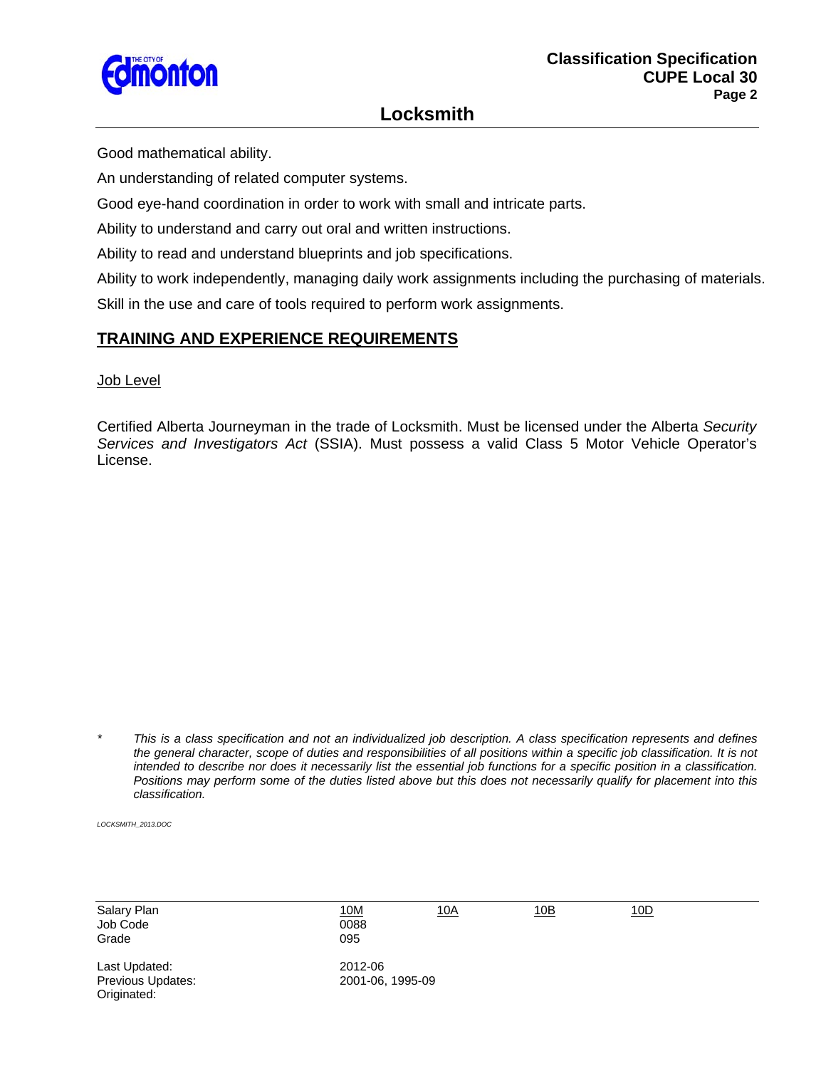Good mathematical ability.

An understanding of related computer systems.

Good eye-hand coordination in order to work with small and intricate parts.

Ability to understand and carry out oral and written instructions.

Ability to read and understand blueprints and job specifications.

Ability to work independently, managing daily work assignments including the purchasing of materials.

Skill in the use and care of tools required to perform work assignments.

## TRAINING AND EXPERIENCE REQUIREMENTS

Job Level

Certified Alberta Journeyman in the trade of Locksmith. Must be licensed under the Alberta *Security Services and Investigators Act* (SSIA). Must possess a valid Class 5 Motor Vehicle Operator's License.

\* *This is a class specification and not an individualized job description. A class specification represents and defines the general character, scope of duties and responsibilities of all positions within a specific job classification. It is not intended to describe nor does it necessarily list the essential job functions for a specific position in a classification. Positions may perform some of the duties listed above but this does not necessarily qualify for placement into this classification.*

*LOCKSMITH_2013.DOC*

| | | | | |
|---|---|---|---|---|
| Salary Plan | 10M | 10A | 10B | 10D |
| Job Code | 0088 | | | |
| Grade | 095 | | | |
| Last Updated: | 2012-06 | | | |
| Previous Updates: | 2001-06, 1995-09 | | | |
| Originated: | | | | |